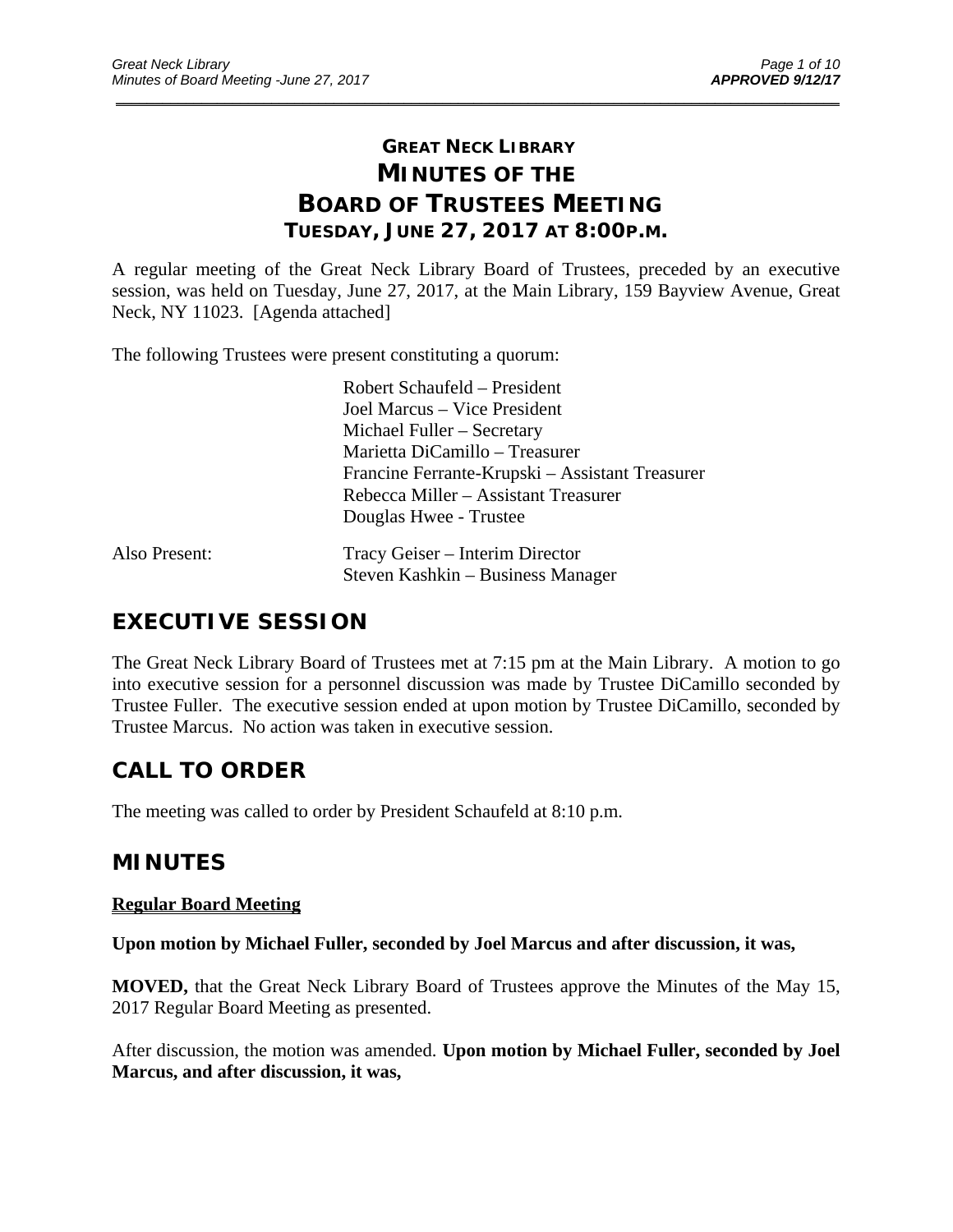# GREAT NECK LIBRARY
# MINUTES OF THE BOARD OF TRUSTEES MEETING
## TUESDAY, JUNE 27, 2017 AT 8:00P.M.

A regular meeting of the Great Neck Library Board of Trustees, preceded by an executive session, was held on Tuesday, June 27, 2017, at the Main Library, 159 Bayview Avenue, Great Neck, NY 11023. [Agenda attached]

The following Trustees were present constituting a quorum:

Robert Schaufeld – President
Joel Marcus – Vice President
Michael Fuller – Secretary
Marietta DiCamillo – Treasurer
Francine Ferrante-Krupski – Assistant Treasurer
Rebecca Miller – Assistant Treasurer
Douglas Hwee - Trustee

Also Present:

Tracy Geiser – Interim Director
Steven Kashkin – Business Manager

## EXECUTIVE SESSION

The Great Neck Library Board of Trustees met at 7:15 pm at the Main Library. A motion to go into executive session for a personnel discussion was made by Trustee DiCamillo seconded by Trustee Fuller. The executive session ended at upon motion by Trustee DiCamillo, seconded by Trustee Marcus. No action was taken in executive session.

## CALL TO ORDER

The meeting was called to order by President Schaufeld at 8:10 p.m.

## MINUTES

**Regular Board Meeting**

**Upon motion by Michael Fuller, seconded by Joel Marcus and after discussion, it was,**

**MOVED,** that the Great Neck Library Board of Trustees approve the Minutes of the May 15, 2017 Regular Board Meeting as presented.

After discussion, the motion was amended. **Upon motion by Michael Fuller, seconded by Joel Marcus, and after discussion, it was,**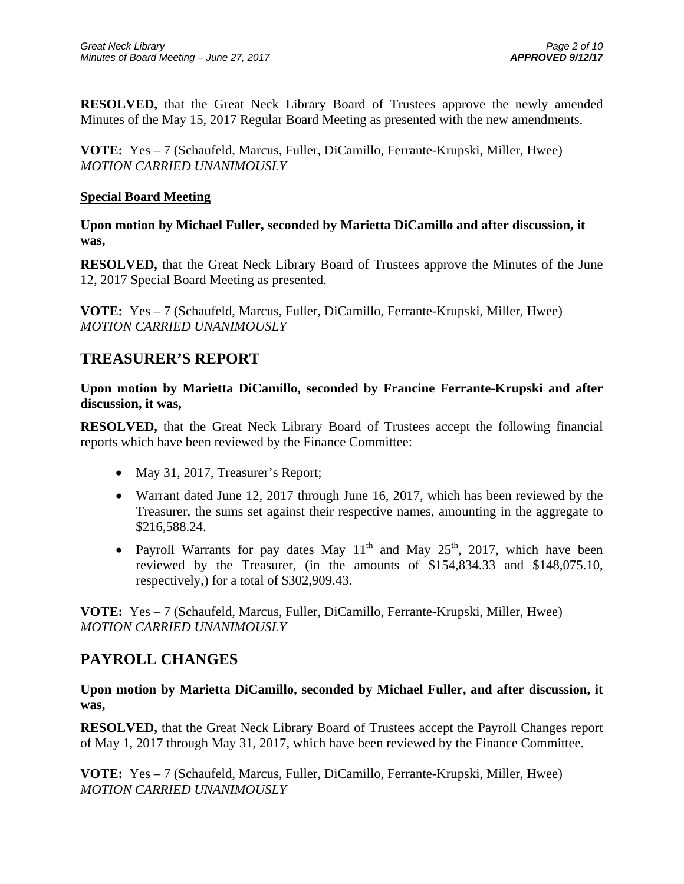**RESOLVED,** that the Great Neck Library Board of Trustees approve the newly amended Minutes of the May 15, 2017 Regular Board Meeting as presented with the new amendments.

**VOTE:** Yes – 7 (Schaufeld, Marcus, Fuller, DiCamillo, Ferrante-Krupski, Miller, Hwee)
*MOTION CARRIED UNANIMOUSLY*

**Special Board Meeting**

**Upon motion by Michael Fuller, seconded by Marietta DiCamillo and after discussion, it was,**

**RESOLVED,** that the Great Neck Library Board of Trustees approve the Minutes of the June 12, 2017 Special Board Meeting as presented.

**VOTE:** Yes – 7 (Schaufeld, Marcus, Fuller, DiCamillo, Ferrante-Krupski, Miller, Hwee)
*MOTION CARRIED UNANIMOUSLY*

## TREASURER'S REPORT

**Upon motion by Marietta DiCamillo, seconded by Francine Ferrante-Krupski and after discussion, it was,**

**RESOLVED,** that the Great Neck Library Board of Trustees accept the following financial reports which have been reviewed by the Finance Committee:

- May 31, 2017, Treasurer's Report;
- Warrant dated June 12, 2017 through June 16, 2017, which has been reviewed by the Treasurer, the sums set against their respective names, amounting in the aggregate to $216,588.24.
- Payroll Warrants for pay dates May 11th and May 25th, 2017, which have been reviewed by the Treasurer, (in the amounts of $154,834.33 and $148,075.10, respectively,) for a total of $302,909.43.

**VOTE:** Yes – 7 (Schaufeld, Marcus, Fuller, DiCamillo, Ferrante-Krupski, Miller, Hwee)
*MOTION CARRIED UNANIMOUSLY*

## PAYROLL CHANGES

**Upon motion by Marietta DiCamillo, seconded by Michael Fuller, and after discussion, it was,**

**RESOLVED,** that the Great Neck Library Board of Trustees accept the Payroll Changes report of May 1, 2017 through May 31, 2017, which have been reviewed by the Finance Committee.

**VOTE:** Yes – 7 (Schaufeld, Marcus, Fuller, DiCamillo, Ferrante-Krupski, Miller, Hwee)
*MOTION CARRIED UNANIMOUSLY*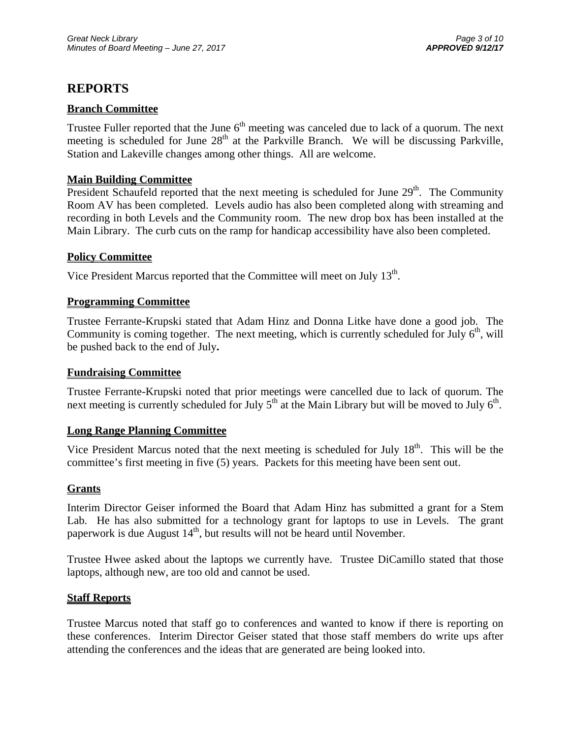## REPORTS

### Branch Committee

Trustee Fuller reported that the June 6th meeting was canceled due to lack of a quorum. The next meeting is scheduled for June 28th at the Parkville Branch. We will be discussing Parkville, Station and Lakeville changes among other things. All are welcome.

### Main Building Committee

President Schaufeld reported that the next meeting is scheduled for June 29th. The Community Room AV has been completed. Levels audio has also been completed along with streaming and recording in both Levels and the Community room. The new drop box has been installed at the Main Library. The curb cuts on the ramp for handicap accessibility have also been completed.

### Policy Committee

Vice President Marcus reported that the Committee will meet on July 13th.

### Programming Committee

Trustee Ferrante-Krupski stated that Adam Hinz and Donna Litke have done a good job. The Community is coming together. The next meeting, which is currently scheduled for July 6th, will be pushed back to the end of July**.**

### Fundraising Committee

Trustee Ferrante-Krupski noted that prior meetings were cancelled due to lack of quorum. The next meeting is currently scheduled for July 5th at the Main Library but will be moved to July 6th.

### Long Range Planning Committee

Vice President Marcus noted that the next meeting is scheduled for July 18th. This will be the committee's first meeting in five (5) years. Packets for this meeting have been sent out.

### Grants

Interim Director Geiser informed the Board that Adam Hinz has submitted a grant for a Stem Lab. He has also submitted for a technology grant for laptops to use in Levels. The grant paperwork is due August 14th, but results will not be heard until November.

Trustee Hwee asked about the laptops we currently have. Trustee DiCamillo stated that those laptops, although new, are too old and cannot be used.

### Staff Reports

Trustee Marcus noted that staff go to conferences and wanted to know if there is reporting on these conferences. Interim Director Geiser stated that those staff members do write ups after attending the conferences and the ideas that are generated are being looked into.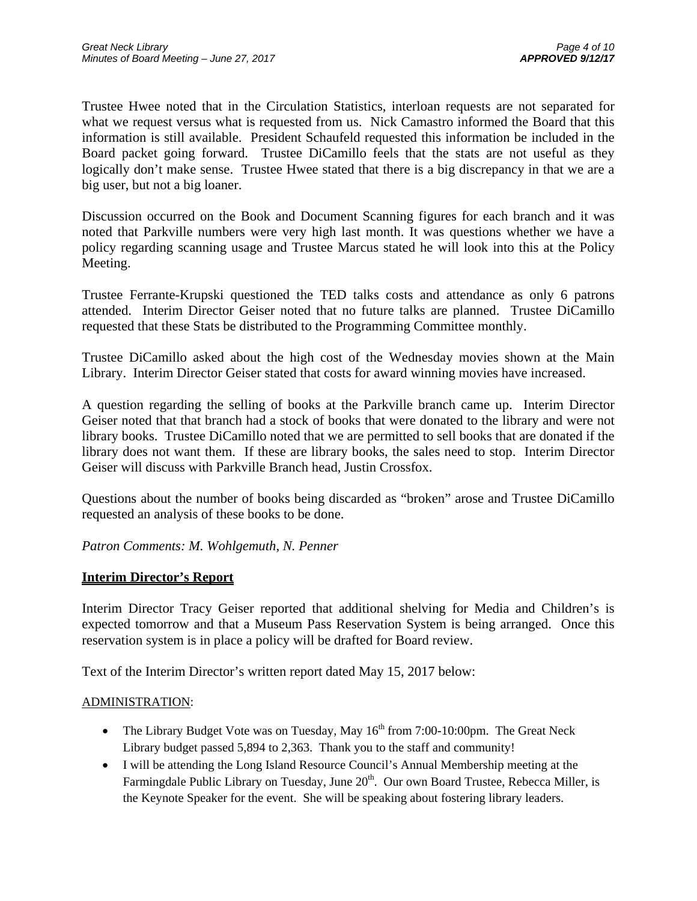Trustee Hwee noted that in the Circulation Statistics, interloan requests are not separated for what we request versus what is requested from us. Nick Camastro informed the Board that this information is still available. President Schaufeld requested this information be included in the Board packet going forward. Trustee DiCamillo feels that the stats are not useful as they logically don't make sense. Trustee Hwee stated that there is a big discrepancy in that we are a big user, but not a big loaner.

Discussion occurred on the Book and Document Scanning figures for each branch and it was noted that Parkville numbers were very high last month. It was questions whether we have a policy regarding scanning usage and Trustee Marcus stated he will look into this at the Policy Meeting.

Trustee Ferrante-Krupski questioned the TED talks costs and attendance as only 6 patrons attended. Interim Director Geiser noted that no future talks are planned. Trustee DiCamillo requested that these Stats be distributed to the Programming Committee monthly.

Trustee DiCamillo asked about the high cost of the Wednesday movies shown at the Main Library. Interim Director Geiser stated that costs for award winning movies have increased.

A question regarding the selling of books at the Parkville branch came up. Interim Director Geiser noted that that branch had a stock of books that were donated to the library and were not library books. Trustee DiCamillo noted that we are permitted to sell books that are donated if the library does not want them. If these are library books, the sales need to stop. Interim Director Geiser will discuss with Parkville Branch head, Justin Crossfox.

Questions about the number of books being discarded as "broken" arose and Trustee DiCamillo requested an analysis of these books to be done.

*Patron Comments: M. Wohlgemuth, N. Penner*

## Interim Director's Report

Interim Director Tracy Geiser reported that additional shelving for Media and Children's is expected tomorrow and that a Museum Pass Reservation System is being arranged. Once this reservation system is in place a policy will be drafted for Board review.

Text of the Interim Director's written report dated May 15, 2017 below:

ADMINISTRATION:

- The Library Budget Vote was on Tuesday, May 16th from 7:00-10:00pm. The Great Neck Library budget passed 5,894 to 2,363. Thank you to the staff and community!
- I will be attending the Long Island Resource Council's Annual Membership meeting at the Farmingdale Public Library on Tuesday, June 20th. Our own Board Trustee, Rebecca Miller, is the Keynote Speaker for the event. She will be speaking about fostering library leaders.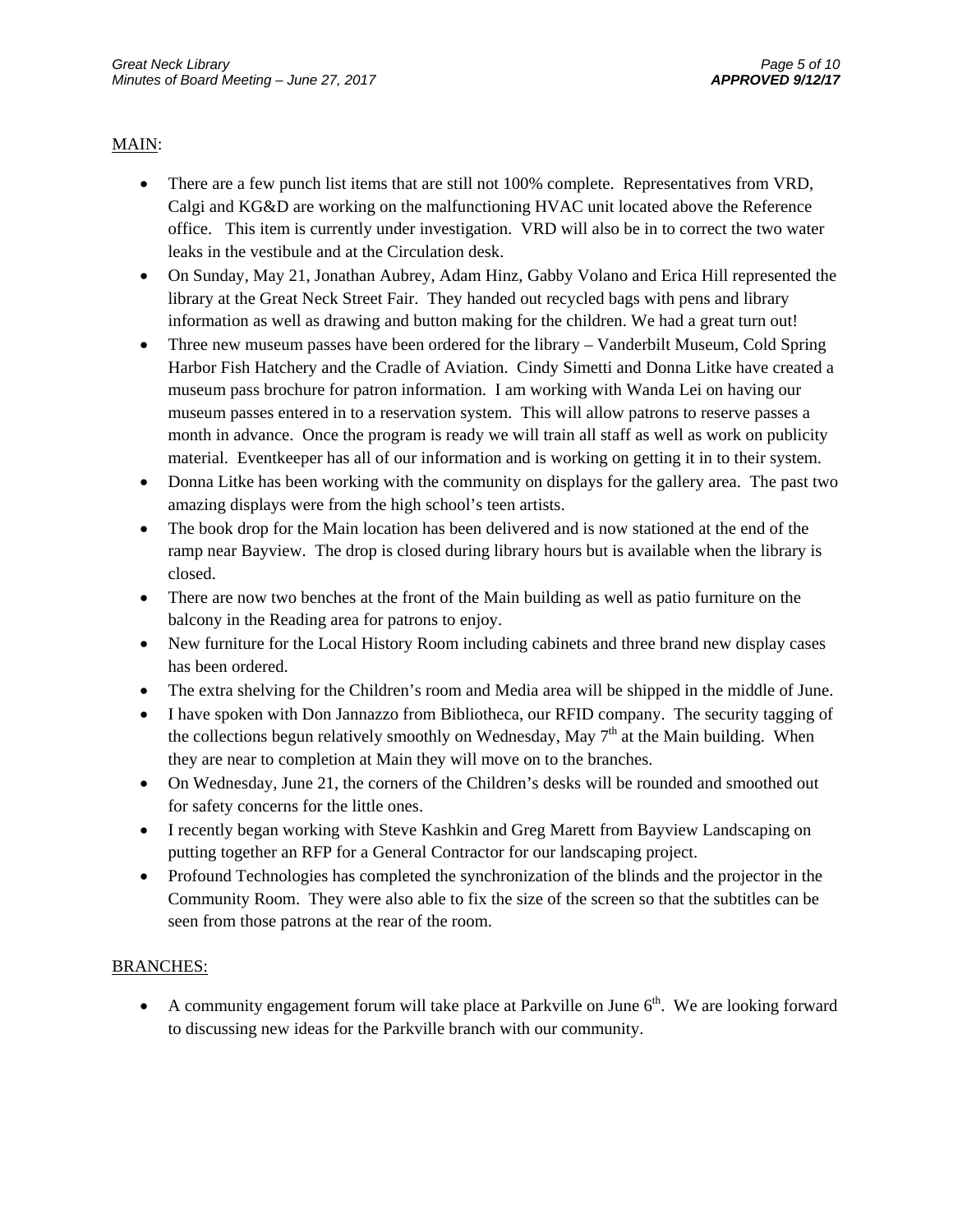MAIN:

- There are a few punch list items that are still not 100% complete. Representatives from VRD, Calgi and KG&D are working on the malfunctioning HVAC unit located above the Reference office. This item is currently under investigation. VRD will also be in to correct the two water leaks in the vestibule and at the Circulation desk.
- On Sunday, May 21, Jonathan Aubrey, Adam Hinz, Gabby Volano and Erica Hill represented the library at the Great Neck Street Fair. They handed out recycled bags with pens and library information as well as drawing and button making for the children. We had a great turn out!
- Three new museum passes have been ordered for the library – Vanderbilt Museum, Cold Spring Harbor Fish Hatchery and the Cradle of Aviation. Cindy Simetti and Donna Litke have created a museum pass brochure for patron information. I am working with Wanda Lei on having our museum passes entered in to a reservation system. This will allow patrons to reserve passes a month in advance. Once the program is ready we will train all staff as well as work on publicity material. Eventkeeper has all of our information and is working on getting it in to their system.
- Donna Litke has been working with the community on displays for the gallery area. The past two amazing displays were from the high school's teen artists.
- The book drop for the Main location has been delivered and is now stationed at the end of the ramp near Bayview. The drop is closed during library hours but is available when the library is closed.
- There are now two benches at the front of the Main building as well as patio furniture on the balcony in the Reading area for patrons to enjoy.
- New furniture for the Local History Room including cabinets and three brand new display cases has been ordered.
- The extra shelving for the Children's room and Media area will be shipped in the middle of June.
- I have spoken with Don Jannazzo from Bibliotheca, our RFID company. The security tagging of the collections begun relatively smoothly on Wednesday, May 7th at the Main building. When they are near to completion at Main they will move on to the branches.
- On Wednesday, June 21, the corners of the Children's desks will be rounded and smoothed out for safety concerns for the little ones.
- I recently began working with Steve Kashkin and Greg Marett from Bayview Landscaping on putting together an RFP for a General Contractor for our landscaping project.
- Profound Technologies has completed the synchronization of the blinds and the projector in the Community Room. They were also able to fix the size of the screen so that the subtitles can be seen from those patrons at the rear of the room.

BRANCHES:

- A community engagement forum will take place at Parkville on June 6th. We are looking forward to discussing new ideas for the Parkville branch with our community.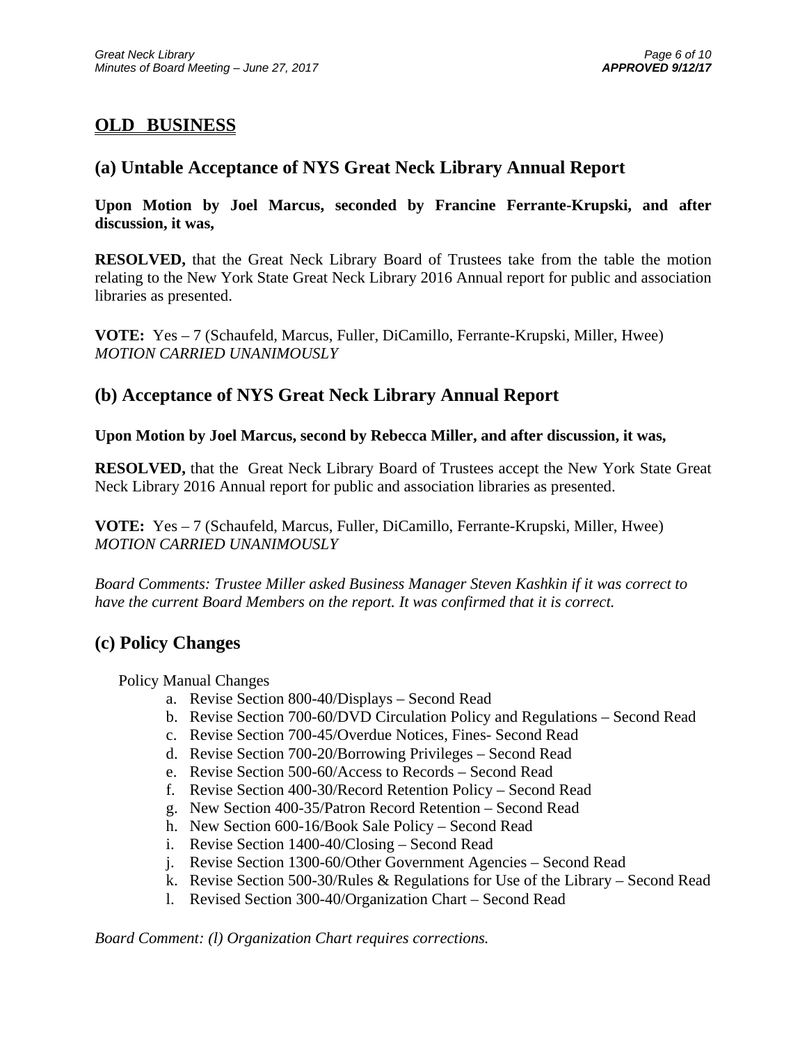## OLD BUSINESS

## (a) Untable Acceptance of NYS Great Neck Library Annual Report

**Upon Motion by Joel Marcus, seconded by Francine Ferrante-Krupski, and after discussion, it was,**

**RESOLVED,** that the Great Neck Library Board of Trustees take from the table the motion relating to the New York State Great Neck Library 2016 Annual report for public and association libraries as presented.

**VOTE:** Yes – 7 (Schaufeld, Marcus, Fuller, DiCamillo, Ferrante-Krupski, Miller, Hwee)
*MOTION CARRIED UNANIMOUSLY*

## (b) Acceptance of NYS Great Neck Library Annual Report

**Upon Motion by Joel Marcus, second by Rebecca Miller, and after discussion, it was,**

**RESOLVED,** that the Great Neck Library Board of Trustees accept the New York State Great Neck Library 2016 Annual report for public and association libraries as presented.

**VOTE:** Yes – 7 (Schaufeld, Marcus, Fuller, DiCamillo, Ferrante-Krupski, Miller, Hwee)
*MOTION CARRIED UNANIMOUSLY*

*Board Comments: Trustee Miller asked Business Manager Steven Kashkin if it was correct to have the current Board Members on the report. It was confirmed that it is correct.*

## (c) Policy Changes

Policy Manual Changes

a. Revise Section 800-40/Displays – Second Read
b. Revise Section 700-60/DVD Circulation Policy and Regulations – Second Read
c. Revise Section 700-45/Overdue Notices, Fines- Second Read
d. Revise Section 700-20/Borrowing Privileges – Second Read
e. Revise Section 500-60/Access to Records – Second Read
f. Revise Section 400-30/Record Retention Policy – Second Read
g. New Section 400-35/Patron Record Retention – Second Read
h. New Section 600-16/Book Sale Policy – Second Read
i. Revise Section 1400-40/Closing – Second Read
j. Revise Section 1300-60/Other Government Agencies – Second Read
k. Revise Section 500-30/Rules & Regulations for Use of the Library – Second Read
l. Revised Section 300-40/Organization Chart – Second Read

*Board Comment: (l) Organization Chart requires corrections.*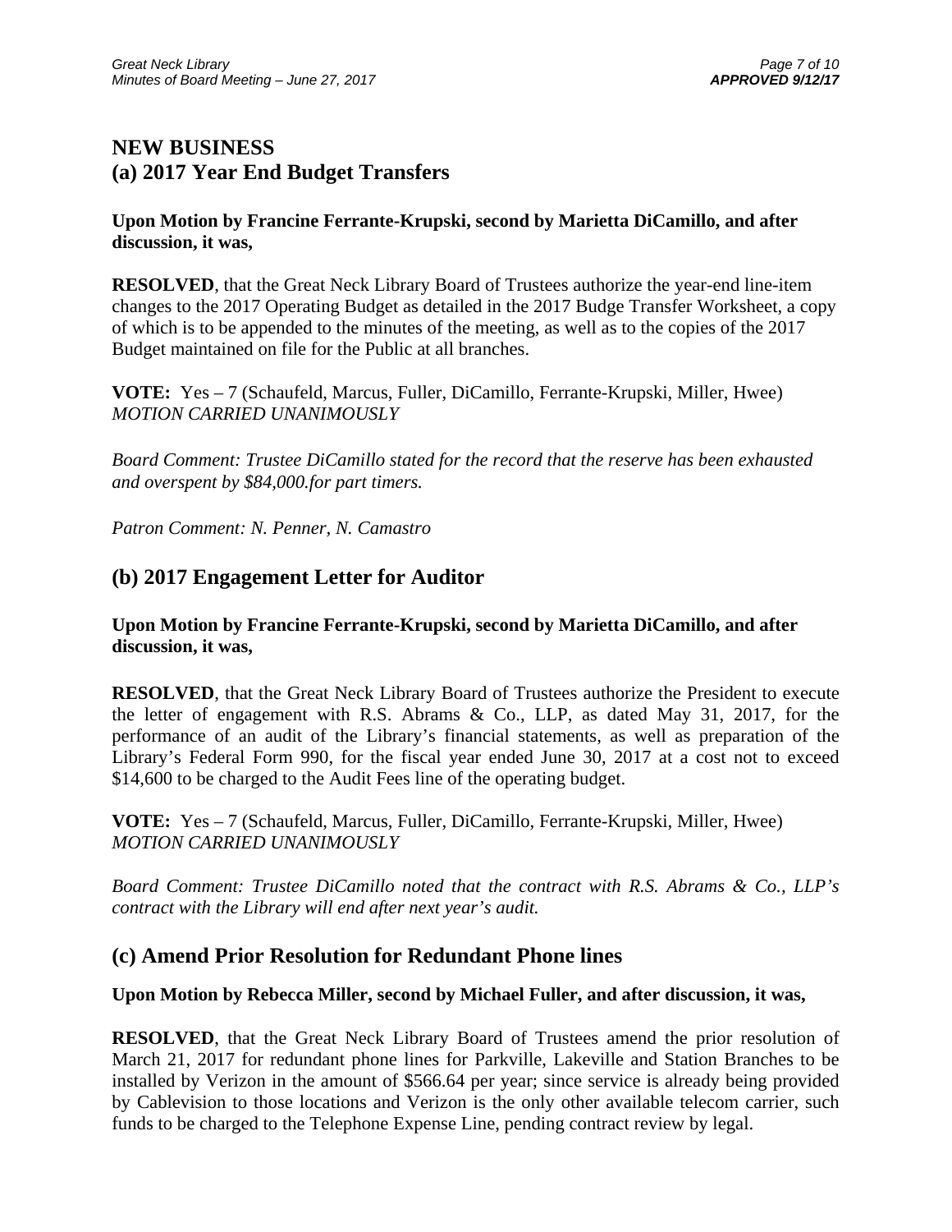## NEW BUSINESS
## (a) 2017 Year End Budget Transfers

**Upon Motion by Francine Ferrante-Krupski, second by Marietta DiCamillo, and after discussion, it was,**

**RESOLVED**, that the Great Neck Library Board of Trustees authorize the year-end line-item changes to the 2017 Operating Budget as detailed in the 2017 Budge Transfer Worksheet, a copy of which is to be appended to the minutes of the meeting, as well as to the copies of the 2017 Budget maintained on file for the Public at all branches.

**VOTE:** Yes – 7 (Schaufeld, Marcus, Fuller, DiCamillo, Ferrante-Krupski, Miller, Hwee)
*MOTION CARRIED UNANIMOUSLY*

*Board Comment: Trustee DiCamillo stated for the record that the reserve has been exhausted and overspent by $84,000.for part timers.*

*Patron Comment: N. Penner, N. Camastro*

## (b) 2017 Engagement Letter for Auditor

**Upon Motion by Francine Ferrante-Krupski, second by Marietta DiCamillo, and after discussion, it was,**

**RESOLVED**, that the Great Neck Library Board of Trustees authorize the President to execute the letter of engagement with R.S. Abrams & Co., LLP, as dated May 31, 2017, for the performance of an audit of the Library's financial statements, as well as preparation of the Library's Federal Form 990, for the fiscal year ended June 30, 2017 at a cost not to exceed $14,600 to be charged to the Audit Fees line of the operating budget.

**VOTE:** Yes – 7 (Schaufeld, Marcus, Fuller, DiCamillo, Ferrante-Krupski, Miller, Hwee)
*MOTION CARRIED UNANIMOUSLY*

*Board Comment: Trustee DiCamillo noted that the contract with R.S. Abrams & Co., LLP's contract with the Library will end after next year's audit.*

## (c) Amend Prior Resolution for Redundant Phone lines

**Upon Motion by Rebecca Miller, second by Michael Fuller, and after discussion, it was,**

**RESOLVED**, that the Great Neck Library Board of Trustees amend the prior resolution of March 21, 2017 for redundant phone lines for Parkville, Lakeville and Station Branches to be installed by Verizon in the amount of $566.64 per year; since service is already being provided by Cablevision to those locations and Verizon is the only other available telecom carrier, such funds to be charged to the Telephone Expense Line, pending contract review by legal.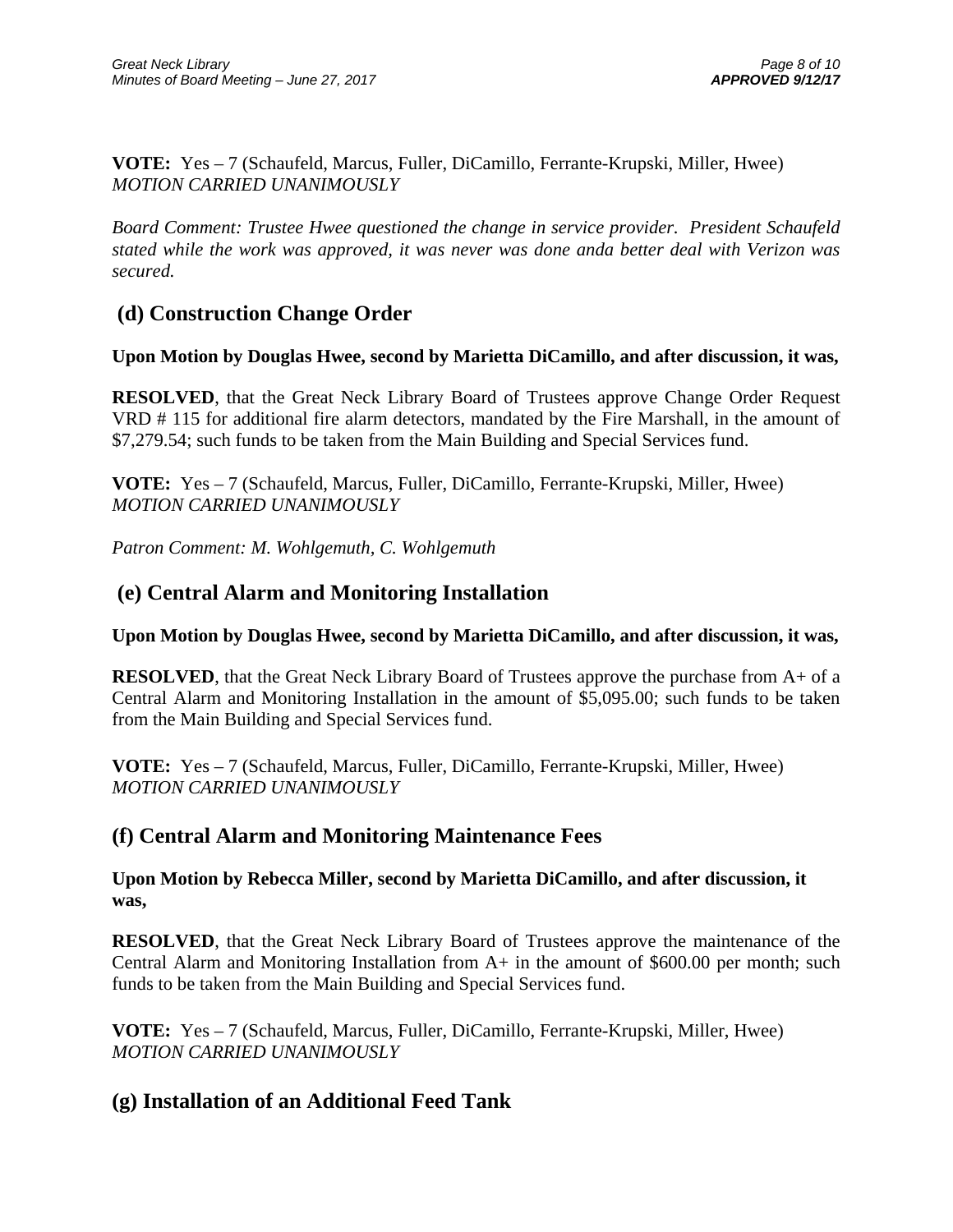**VOTE:** Yes – 7 (Schaufeld, Marcus, Fuller, DiCamillo, Ferrante-Krupski, Miller, Hwee)
*MOTION CARRIED UNANIMOUSLY*

*Board Comment: Trustee Hwee questioned the change in service provider. President Schaufeld stated while the work was approved, it was never was done anda better deal with Verizon was secured.*

## (d) Construction Change Order

**Upon Motion by Douglas Hwee, second by Marietta DiCamillo, and after discussion, it was,**

**RESOLVED**, that the Great Neck Library Board of Trustees approve Change Order Request VRD # 115 for additional fire alarm detectors, mandated by the Fire Marshall, in the amount of $7,279.54; such funds to be taken from the Main Building and Special Services fund.

**VOTE:** Yes – 7 (Schaufeld, Marcus, Fuller, DiCamillo, Ferrante-Krupski, Miller, Hwee)
*MOTION CARRIED UNANIMOUSLY*

*Patron Comment: M. Wohlgemuth, C. Wohlgemuth*

## (e) Central Alarm and Monitoring Installation

**Upon Motion by Douglas Hwee, second by Marietta DiCamillo, and after discussion, it was,**

**RESOLVED**, that the Great Neck Library Board of Trustees approve the purchase from A+ of a Central Alarm and Monitoring Installation in the amount of $5,095.00; such funds to be taken from the Main Building and Special Services fund.

**VOTE:** Yes – 7 (Schaufeld, Marcus, Fuller, DiCamillo, Ferrante-Krupski, Miller, Hwee)
*MOTION CARRIED UNANIMOUSLY*

## (f) Central Alarm and Monitoring Maintenance Fees

**Upon Motion by Rebecca Miller, second by Marietta DiCamillo, and after discussion, it was,**

**RESOLVED**, that the Great Neck Library Board of Trustees approve the maintenance of the Central Alarm and Monitoring Installation from A+ in the amount of $600.00 per month; such funds to be taken from the Main Building and Special Services fund.

**VOTE:** Yes – 7 (Schaufeld, Marcus, Fuller, DiCamillo, Ferrante-Krupski, Miller, Hwee)
*MOTION CARRIED UNANIMOUSLY*

## (g) Installation of an Additional Feed Tank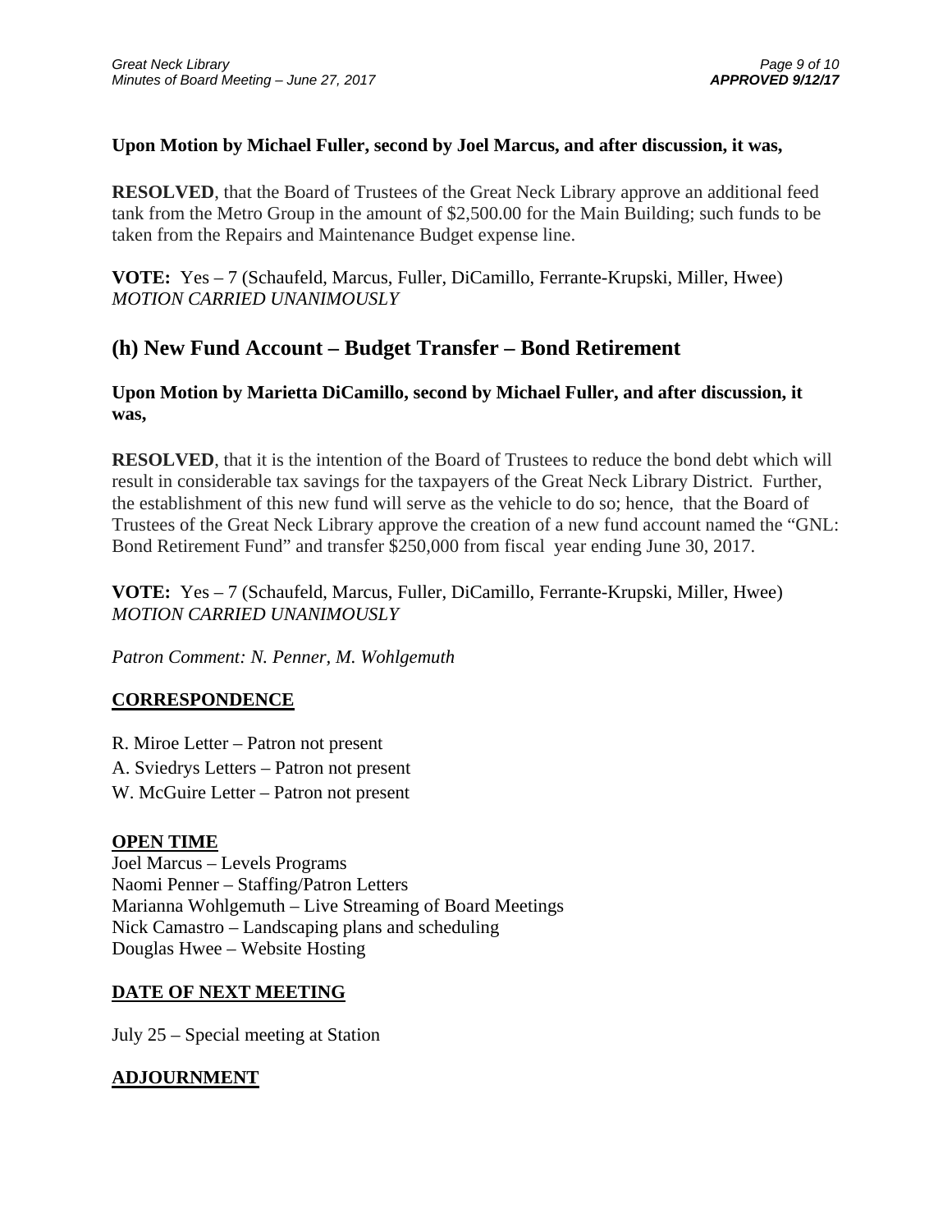**Upon Motion by Michael Fuller, second by Joel Marcus, and after discussion, it was,**

**RESOLVED**, that the Board of Trustees of the Great Neck Library approve an additional feed tank from the Metro Group in the amount of $2,500.00 for the Main Building; such funds to be taken from the Repairs and Maintenance Budget expense line.

**VOTE:** Yes – 7 (Schaufeld, Marcus, Fuller, DiCamillo, Ferrante-Krupski, Miller, Hwee)
*MOTION CARRIED UNANIMOUSLY*

## (h) New Fund Account – Budget Transfer – Bond Retirement

**Upon Motion by Marietta DiCamillo, second by Michael Fuller, and after discussion, it was,**

**RESOLVED**, that it is the intention of the Board of Trustees to reduce the bond debt which will result in considerable tax savings for the taxpayers of the Great Neck Library District. Further, the establishment of this new fund will serve as the vehicle to do so; hence, that the Board of Trustees of the Great Neck Library approve the creation of a new fund account named the "GNL: Bond Retirement Fund" and transfer $250,000 from fiscal year ending June 30, 2017.

**VOTE:** Yes – 7 (Schaufeld, Marcus, Fuller, DiCamillo, Ferrante-Krupski, Miller, Hwee)
*MOTION CARRIED UNANIMOUSLY*

*Patron Comment: N. Penner, M. Wohlgemuth*

## CORRESPONDENCE

R. Miroe Letter – Patron not present
A. Sviedrys Letters – Patron not present
W. McGuire Letter – Patron not present

## OPEN TIME

Joel Marcus – Levels Programs
Naomi Penner – Staffing/Patron Letters
Marianna Wohlgemuth – Live Streaming of Board Meetings
Nick Camastro – Landscaping plans and scheduling
Douglas Hwee – Website Hosting

## DATE OF NEXT MEETING

July 25 – Special meeting at Station

## ADJOURNMENT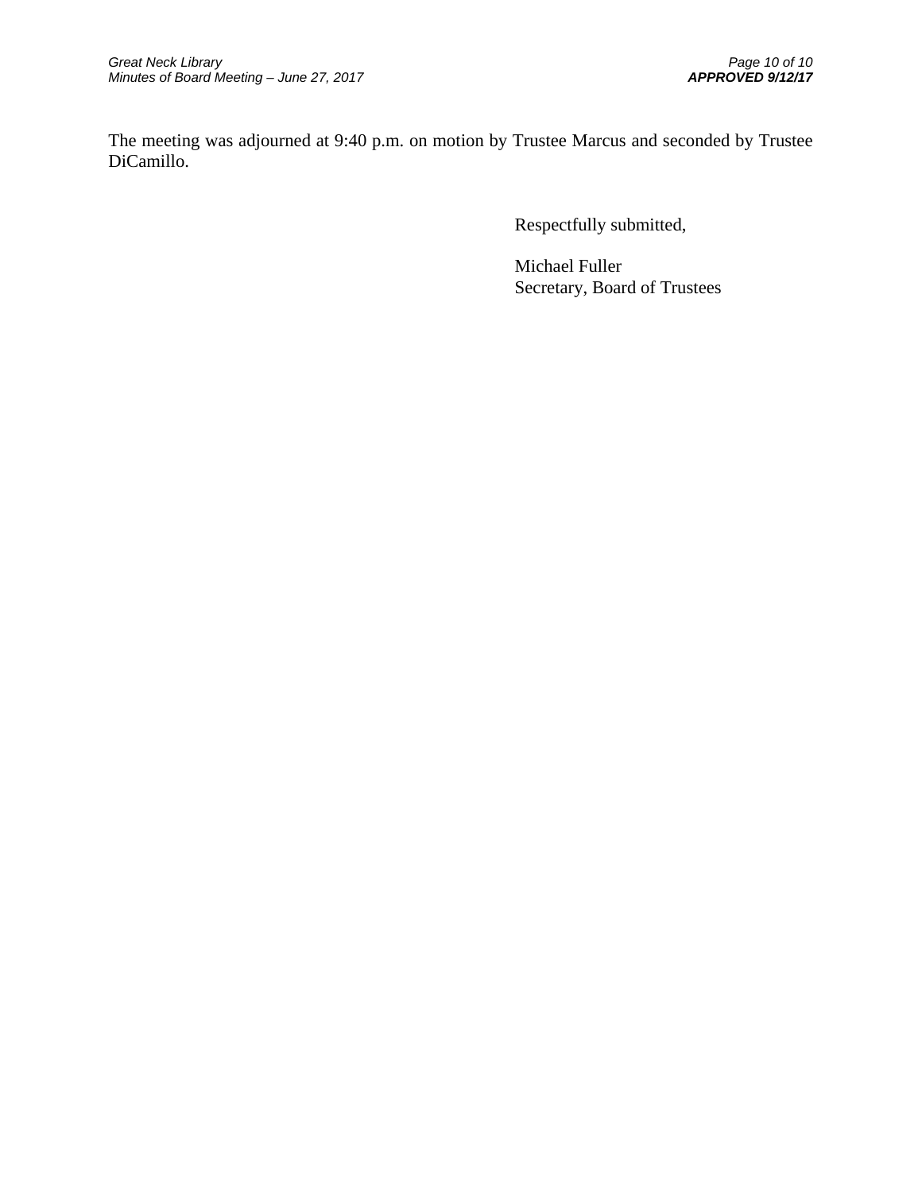The meeting was adjourned at 9:40 p.m. on motion by Trustee Marcus and seconded by Trustee DiCamillo.

Respectfully submitted,

Michael Fuller
Secretary, Board of Trustees